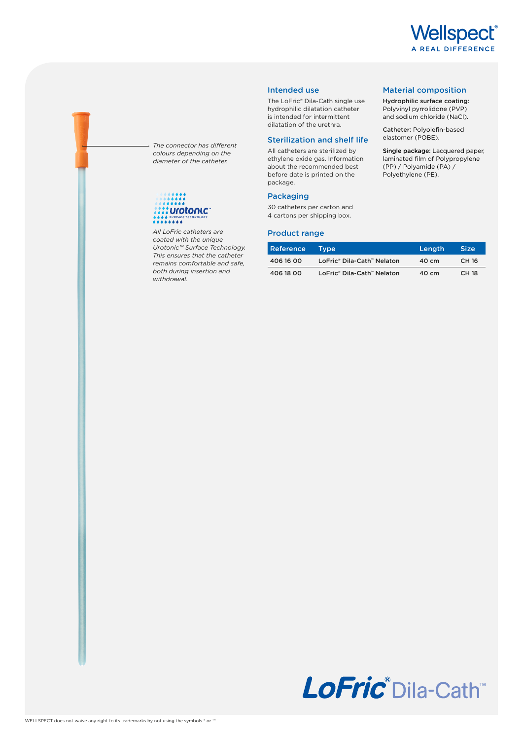Wellspect®
A REAL DIFFERENCE

*The connector has different colours depending on the diameter of the catheter.*

urotonic™ SURFACE TECHNOLOGY

*All LoFric catheters are coated with the unique Urotonic™ Surface Technology. This ensures that the catheter remains comfortable and safe, both during insertion and withdrawal.*

## Intended use

The LoFric® Dila-Cath single use hydrophilic dilatation catheter is intended for intermittent dilatation of the urethra.

## Sterilization and shelf life

All catheters are sterilized by ethylene oxide gas. Information about the recommended best before date is printed on the package.

## Packaging

30 catheters per carton and 4 cartons per shipping box.

## Material composition

**Hydrophilic surface coating:** Polyvinyl pyrrolidone (PVP) and sodium chloride (NaCl).

**Catheter:** Polyolefin-based elastomer (POBE).

**Single package:** Lacquered paper, laminated film of Polypropylene (PP) / Polyamide (PA) / Polyethylene (PE).

## Product range

| Reference | Type | Length | Size |
|---|---|---|---|
| 406 16 00 | LoFric® Dila-Cath™ Nelaton | 40 cm | CH 16 |
| 406 18 00 | LoFric® Dila-Cath™ Nelaton | 40 cm | CH 18 |

**LoFric® Dila-Cath™**

WELLSPECT does not waive any right to its trademarks by not using the symbols ® or ™.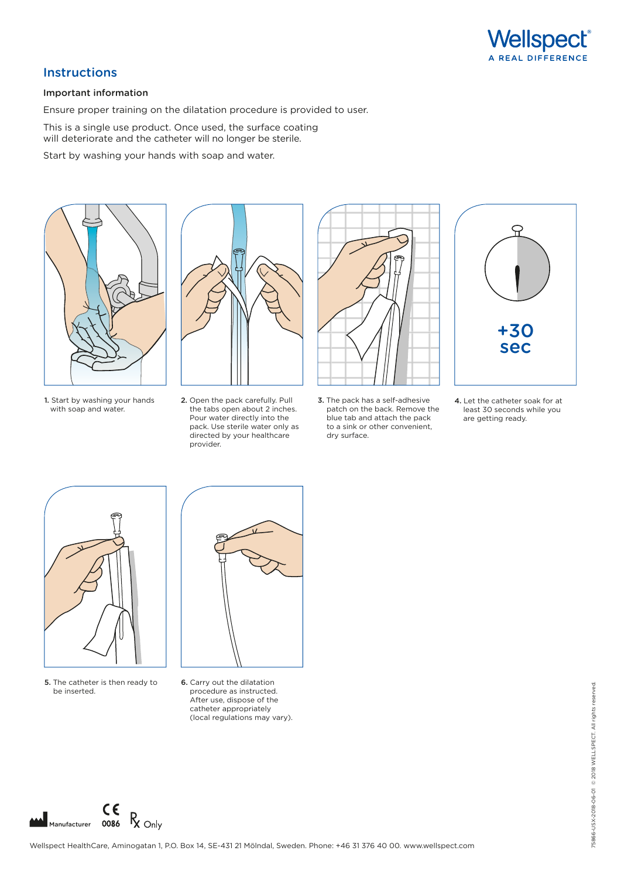## Instructions

### Important information

Ensure proper training on the dilatation procedure is provided to user.

This is a single use product. Once used, the surface coating will deteriorate and the catheter will no longer be sterile.

Start by washing your hands with soap and water.

**1.** Start by washing your hands with soap and water.

**2.** Open the pack carefully. Pull the tabs open about 2 inches. Pour water directly into the pack. Use sterile water only as directed by your healthcare provider.

**3.** The pack has a self-adhesive patch on the back. Remove the blue tab and attach the pack to a sink or other convenient, dry surface.

+30 sec

**4.** Let the catheter soak for at least 30 seconds while you are getting ready.

**5.** The catheter is then ready to be inserted.

**6.** Carry out the dilatation procedure as instructed. After use, dispose of the catheter appropriately (local regulations may vary).

Manufacturer CE 0086 Rx Only

Wellspect HealthCare, Aminogatan 1, P.O. Box 14, SE-431 21 Mölndal, Sweden. Phone: +46 31 376 40 00. www.wellspect.com

75866-USX-2018-06-01 © 2018 WELLSPECT. All rights reserved.